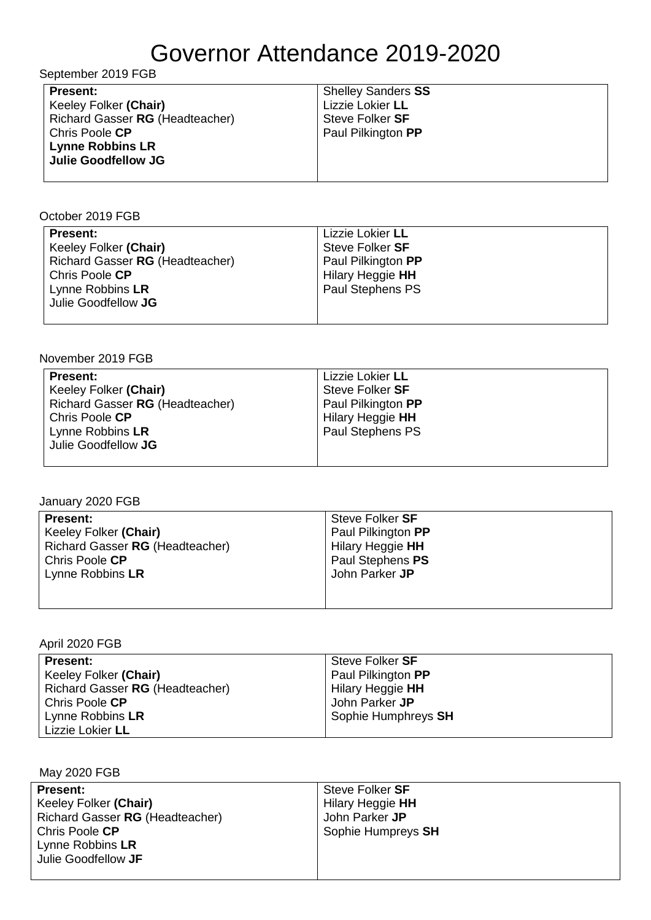# Governor Attendance 2019-2020

September 2019 FGB

| **Present:** | Shelley Sanders **SS** |
|---|---|
| Keeley Folker **(Chair)** | Lizzie Lokier **LL** |
| Richard Gasser **RG** (Headteacher) | Steve Folker **SF** |
| Chris Poole **CP** | Paul Pilkington **PP** |
| **Lynne Robbins LR** | |
| **Julie Goodfellow JG** | |

October 2019 FGB

| **Present:** | Lizzie Lokier **LL** |
|---|---|
| Keeley Folker **(Chair)** | Steve Folker **SF** |
| Richard Gasser **RG** (Headteacher) | Paul Pilkington **PP** |
| Chris Poole **CP** | Hilary Heggie **HH** |
| Lynne Robbins **LR** | Paul Stephens PS |
| Julie Goodfellow **JG** | |

November 2019 FGB

| **Present:** | Lizzie Lokier **LL** |
|---|---|
| Keeley Folker **(Chair)** | Steve Folker **SF** |
| Richard Gasser **RG** (Headteacher) | Paul Pilkington **PP** |
| Chris Poole **CP** | Hilary Heggie **HH** |
| Lynne Robbins **LR** | Paul Stephens PS |
| Julie Goodfellow **JG** | |

January 2020 FGB

| **Present:** | Steve Folker **SF** |
|---|---|
| Keeley Folker **(Chair)** | Paul Pilkington **PP** |
| Richard Gasser **RG** (Headteacher) | Hilary Heggie **HH** |
| Chris Poole **CP** | Paul Stephens **PS** |
| Lynne Robbins **LR** | John Parker **JP** |

April 2020 FGB

| **Present:** | Steve Folker **SF** |
|---|---|
| Keeley Folker **(Chair)** | Paul Pilkington **PP** |
| Richard Gasser **RG** (Headteacher) | Hilary Heggie **HH** |
| Chris Poole **CP** | John Parker **JP** |
| Lynne Robbins **LR** | Sophie Humphreys **SH** |
| Lizzie Lokier **LL** | |

May 2020 FGB

| **Present:** | Steve Folker **SF** |
|---|---|
| Keeley Folker **(Chair)** | Hilary Heggie **HH** |
| Richard Gasser **RG** (Headteacher) | John Parker **JP** |
| Chris Poole **CP** | Sophie Humpreys **SH** |
| Lynne Robbins **LR** | |
| Julie Goodfellow **JF** | |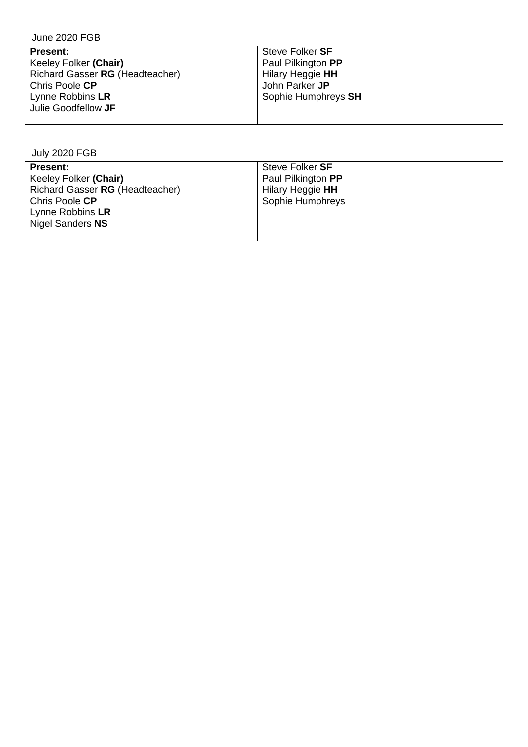June 2020 FGB

| | |
|---|---|
| **Present:**<br>Keeley Folker **(Chair)**<br>Richard Gasser **RG** (Headteacher)<br>Chris Poole **CP**<br>Lynne Robbins **LR**<br>Julie Goodfellow **JF** | Steve Folker **SF**<br>Paul Pilkington **PP**<br>Hilary Heggie **HH**<br>John Parker **JP**<br>Sophie Humphreys **SH** |

July 2020 FGB

| | |
|---|---|
| **Present:**<br>Keeley Folker **(Chair)**<br>Richard Gasser **RG** (Headteacher)<br>Chris Poole **CP**<br>Lynne Robbins **LR**<br>Nigel Sanders **NS** | Steve Folker **SF**<br>Paul Pilkington **PP**<br>Hilary Heggie **HH**<br>Sophie Humphreys |